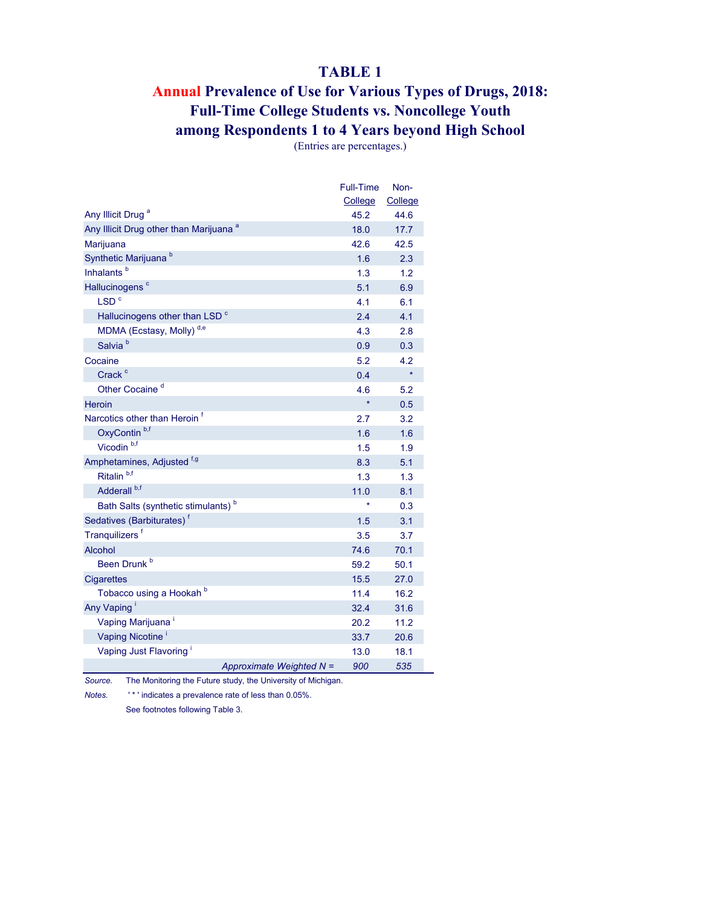# TABLE 1

## Annual Prevalence of Use for Various Types of Drugs, 2018: Full-Time College Students vs. Noncollege Youth among Respondents 1 to 4 Years beyond High School

(Entries are percentages.)

| | Full-Time College | Non-College |
|---|---|---|
| Any Illicit Drug [a] | 45.2 | 44.6 |
| Any Illicit Drug other than Marijuana [a] | 18.0 | 17.7 |
| Marijuana | 42.6 | 42.5 |
| Synthetic Marijuana [b] | 1.6 | 2.3 |
| Inhalants [b] | 1.3 | 1.2 |
| Hallucinogens [c] | 5.1 | 6.9 |
| LSD [c] | 4.1 | 6.1 |
| Hallucinogens other than LSD [c] | 2.4 | 4.1 |
| MDMA (Ecstasy, Molly) [d,e] | 4.3 | 2.8 |
| Salvia [b] | 0.9 | 0.3 |
| Cocaine | 5.2 | 4.2 |
| Crack [c] | 0.4 | * |
| Other Cocaine [d] | 4.6 | 5.2 |
| Heroin | * | 0.5 |
| Narcotics other than Heroin [f] | 2.7 | 3.2 |
| OxyContin [b,f] | 1.6 | 1.6 |
| Vicodin [b,f] | 1.5 | 1.9 |
| Amphetamines, Adjusted [f,g] | 8.3 | 5.1 |
| Ritalin [b,f] | 1.3 | 1.3 |
| Adderall [b,f] | 11.0 | 8.1 |
| Bath Salts (synthetic stimulants) [b] | * | 0.3 |
| Sedatives (Barbiturates) [f] | 1.5 | 3.1 |
| Tranquilizers [f] | 3.5 | 3.7 |
| Alcohol | 74.6 | 70.1 |
| Been Drunk [b] | 59.2 | 50.1 |
| Cigarettes | 15.5 | 27.0 |
| Tobacco using a Hookah [b] | 11.4 | 16.2 |
| Any Vaping [i] | 32.4 | 31.6 |
| Vaping Marijuana [i] | 20.2 | 11.2 |
| Vaping Nicotine [i] | 33.7 | 20.6 |
| Vaping Just Flavoring [i] | 13.0 | 18.1 |
| *Approximate Weighted N =* | *900* | *535* |

*Source.* The Monitoring the Future study, the University of Michigan.

*Notes.* ' * ' indicates a prevalence rate of less than 0.05%.

See footnotes following Table 3.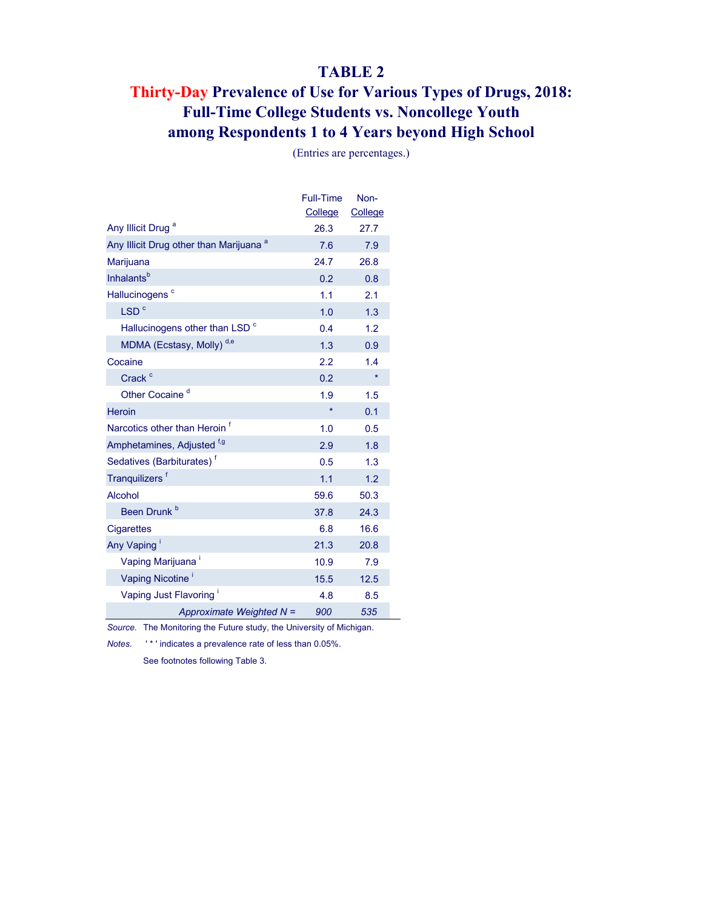# TABLE 2

## Thirty-Day Prevalence of Use for Various Types of Drugs, 2018: Full-Time College Students vs. Noncollege Youth among Respondents 1 to 4 Years beyond High School

(Entries are percentages.)

| | Full-Time College | Non-College |
|---|---|---|
| Any Illicit Drug [a] | 26.3 | 27.7 |
| Any Illicit Drug other than Marijuana [a] | 7.6 | 7.9 |
| Marijuana | 24.7 | 26.8 |
| Inhalants[b] | 0.2 | 0.8 |
| Hallucinogens [c] | 1.1 | 2.1 |
| LSD [c] | 1.0 | 1.3 |
| Hallucinogens other than LSD [c] | 0.4 | 1.2 |
| MDMA (Ecstasy, Molly) [d,e] | 1.3 | 0.9 |
| Cocaine | 2.2 | 1.4 |
| Crack [c] | 0.2 | * |
| Other Cocaine [d] | 1.9 | 1.5 |
| Heroin | * | 0.1 |
| Narcotics other than Heroin [f] | 1.0 | 0.5 |
| Amphetamines, Adjusted [f,g] | 2.9 | 1.8 |
| Sedatives (Barbiturates) [f] | 0.5 | 1.3 |
| Tranquilizers [f] | 1.1 | 1.2 |
| Alcohol | 59.6 | 50.3 |
| Been Drunk [b] | 37.8 | 24.3 |
| Cigarettes | 6.8 | 16.6 |
| Any Vaping [i] | 21.3 | 20.8 |
| Vaping Marijuana [i] | 10.9 | 7.9 |
| Vaping Nicotine [i] | 15.5 | 12.5 |
| Vaping Just Flavoring [i] | 4.8 | 8.5 |
| *Approximate Weighted N =* | *900* | *535* |

*Source.* The Monitoring the Future study, the University of Michigan.

*Notes.* ' * ' indicates a prevalence rate of less than 0.05%.

See footnotes following Table 3.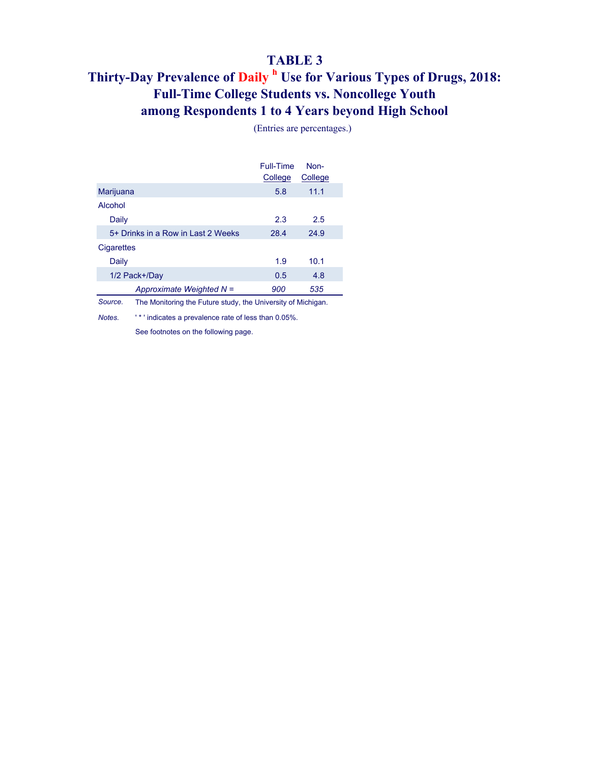# TABLE 3

## Thirty-Day Prevalence of Daily [h] Use for Various Types of Drugs, 2018: Full-Time College Students vs. Noncollege Youth among Respondents 1 to 4 Years beyond High School

(Entries are percentages.)

| | Full-Time College | Non-College |
|---|---|---|
| Marijuana | 5.8 | 11.1 |
| Alcohol | | |
| Daily | 2.3 | 2.5 |
| 5+ Drinks in a Row in Last 2 Weeks | 28.4 | 24.9 |
| Cigarettes | | |
| Daily | 1.9 | 10.1 |
| 1/2 Pack+/Day | 0.5 | 4.8 |
| *Approximate Weighted N =* | *900* | *535* |

*Source.* The Monitoring the Future study, the University of Michigan.

*Notes.* ' * ' indicates a prevalence rate of less than 0.05%.

See footnotes on the following page.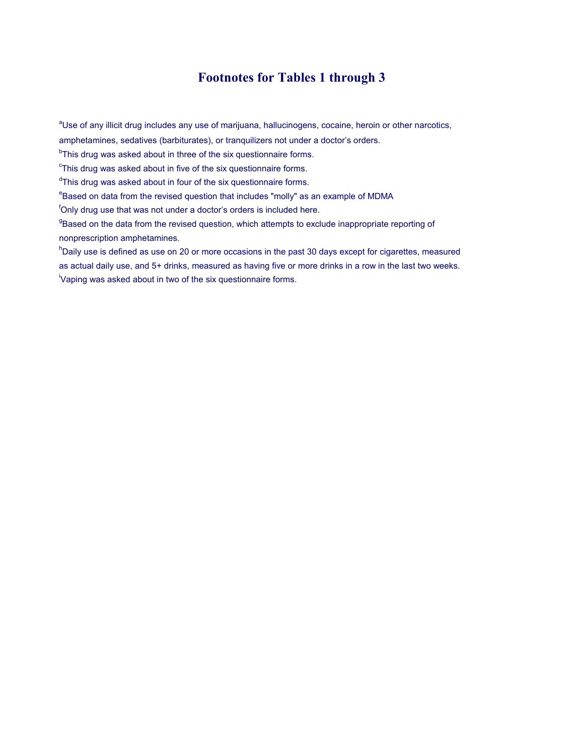# Footnotes for Tables 1 through 3

[a]Use of any illicit drug includes any use of marijuana, hallucinogens, cocaine, heroin or other narcotics, amphetamines, sedatives (barbiturates), or tranquilizers not under a doctor's orders.

[b]This drug was asked about in three of the six questionnaire forms.

[c]This drug was asked about in five of the six questionnaire forms.

[d]This drug was asked about in four of the six questionnaire forms.

[e]Based on data from the revised question that includes "molly" as an example of MDMA

[f]Only drug use that was not under a doctor's orders is included here.

[g]Based on the data from the revised question, which attempts to exclude inappropriate reporting of nonprescription amphetamines.

[h]Daily use is defined as use on 20 or more occasions in the past 30 days except for cigarettes, measured as actual daily use, and 5+ drinks, measured as having five or more drinks in a row in the last two weeks.

[i]Vaping was asked about in two of the six questionnaire forms.